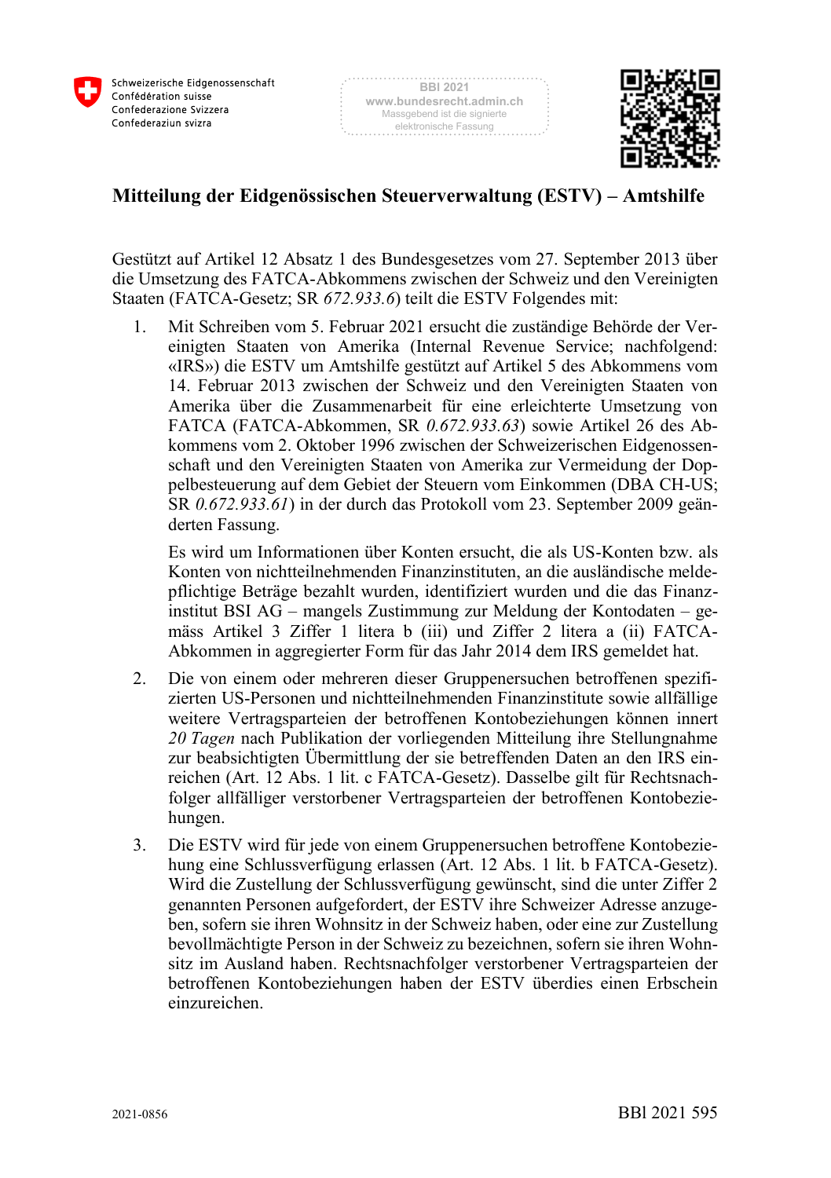# Mitteilung der Eidgenössischen Steuerverwaltung (ESTV) – Amtshilfe

Gestützt auf Artikel 12 Absatz 1 des Bundesgesetzes vom 27. September 2013 über die Umsetzung des FATCA-Abkommens zwischen der Schweiz und den Vereinigten Staaten (FATCA-Gesetz; SR *672.933.6*) teilt die ESTV Folgendes mit:

1. Mit Schreiben vom 5. Februar 2021 ersucht die zuständige Behörde der Vereinigten Staaten von Amerika (Internal Revenue Service; nachfolgend: «IRS») die ESTV um Amtshilfe gestützt auf Artikel 5 des Abkommens vom 14. Februar 2013 zwischen der Schweiz und den Vereinigten Staaten von Amerika über die Zusammenarbeit für eine erleichterte Umsetzung von FATCA (FATCA-Abkommen, SR *0.672.933.63*) sowie Artikel 26 des Abkommens vom 2. Oktober 1996 zwischen der Schweizerischen Eidgenossenschaft und den Vereinigten Staaten von Amerika zur Vermeidung der Doppelbesteuerung auf dem Gebiet der Steuern vom Einkommen (DBA CH-US; SR *0.672.933.61*) in der durch das Protokoll vom 23. September 2009 geänderten Fassung.

   Es wird um Informationen über Konten ersucht, die als US-Konten bzw. als Konten von nichtteilnehmenden Finanzinstituten, an die ausländische meldepflichtige Beträge bezahlt wurden, identifiziert wurden und die das Finanzinstitut BSI AG – mangels Zustimmung zur Meldung der Kontodaten – gemäss Artikel 3 Ziffer 1 litera b (iii) und Ziffer 2 litera a (ii) FATCA-Abkommen in aggregierter Form für das Jahr 2014 dem IRS gemeldet hat.

2. Die von einem oder mehreren dieser Gruppenersuchen betroffenen spezifizierten US-Personen und nichtteilnehmenden Finanzinstitute sowie allfällige weitere Vertragsparteien der betroffenen Kontobeziehungen können innert *20 Tagen* nach Publikation der vorliegenden Mitteilung ihre Stellungnahme zur beabsichtigten Übermittlung der sie betreffenden Daten an den IRS einreichen (Art. 12 Abs. 1 lit. c FATCA-Gesetz). Dasselbe gilt für Rechtsnachfolger allfälliger verstorbener Vertragsparteien der betroffenen Kontobeziehungen.

3. Die ESTV wird für jede von einem Gruppenersuchen betroffene Kontobeziehung eine Schlussverfügung erlassen (Art. 12 Abs. 1 lit. b FATCA-Gesetz). Wird die Zustellung der Schlussverfügung gewünscht, sind die unter Ziffer 2 genannten Personen aufgefordert, der ESTV ihre Schweizer Adresse anzugeben, sofern sie ihren Wohnsitz in der Schweiz haben, oder eine zur Zustellung bevollmächtigte Person in der Schweiz zu bezeichnen, sofern sie ihren Wohnsitz im Ausland haben. Rechtsnachfolger verstorbener Vertragsparteien der betroffenen Kontobeziehungen haben der ESTV überdies einen Erbschein einzureichen.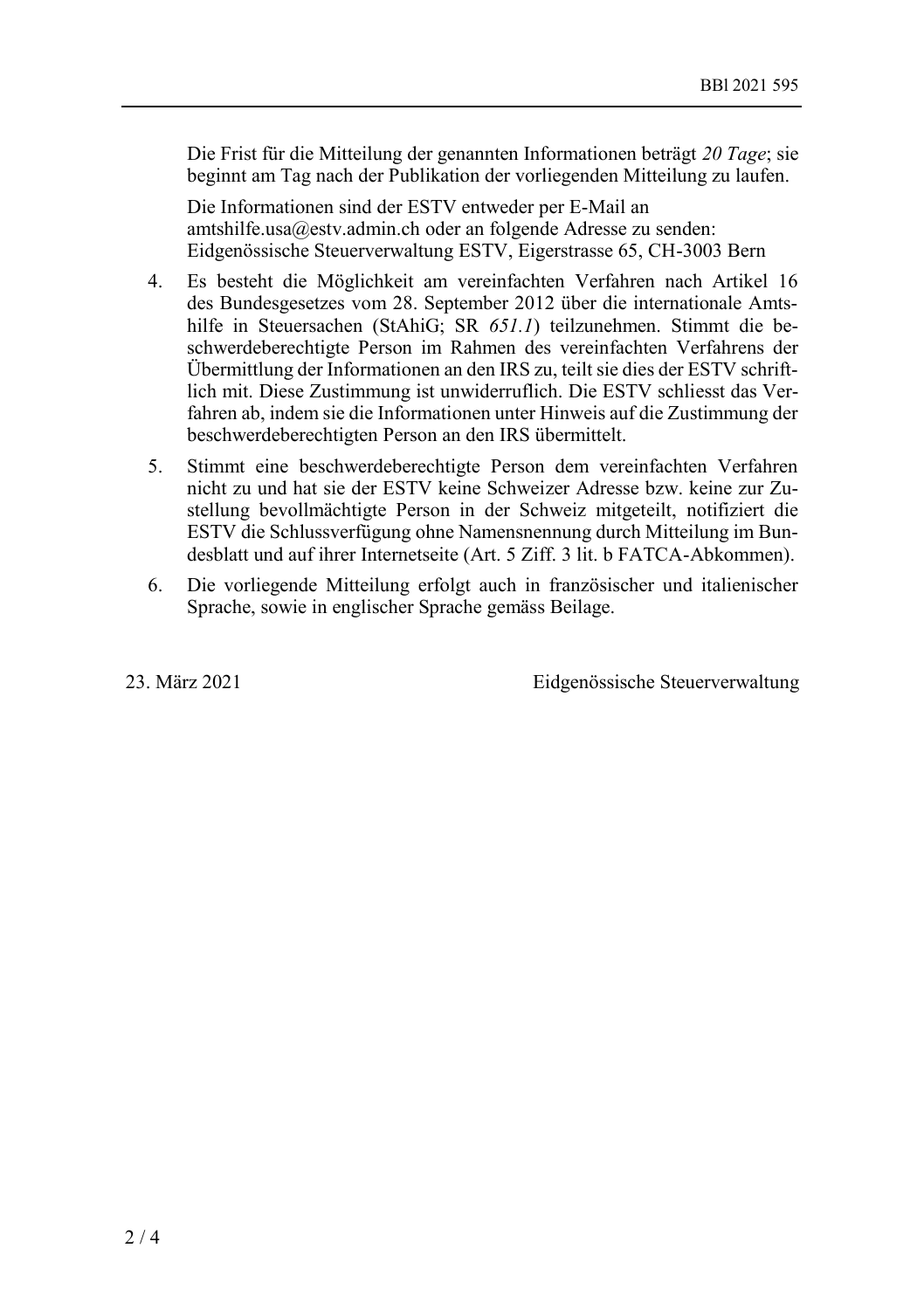Die Frist für die Mitteilung der genannten Informationen beträgt *20 Tage*; sie beginnt am Tag nach der Publikation der vorliegenden Mitteilung zu laufen.

Die Informationen sind der ESTV entweder per E-Mail an amtshilfe.usa@estv.admin.ch oder an folgende Adresse zu senden: Eidgenössische Steuerverwaltung ESTV, Eigerstrasse 65, CH-3003 Bern

4. Es besteht die Möglichkeit am vereinfachten Verfahren nach Artikel 16 des Bundesgesetzes vom 28. September 2012 über die internationale Amtshilfe in Steuersachen (StAhiG; SR *651.1*) teilzunehmen. Stimmt die beschwerdeberechtigte Person im Rahmen des vereinfachten Verfahrens der Übermittlung der Informationen an den IRS zu, teilt sie dies der ESTV schriftlich mit. Diese Zustimmung ist unwiderruflich. Die ESTV schliesst das Verfahren ab, indem sie die Informationen unter Hinweis auf die Zustimmung der beschwerdeberechtigten Person an den IRS übermittelt.
5. Stimmt eine beschwerdeberechtigte Person dem vereinfachten Verfahren nicht zu und hat sie der ESTV keine Schweizer Adresse bzw. keine zur Zustellung bevollmächtigte Person in der Schweiz mitgeteilt, notifiziert die ESTV die Schlussverfügung ohne Namensnennung durch Mitteilung im Bundesblatt und auf ihrer Internetseite (Art. 5 Ziff. 3 lit. b FATCA-Abkommen).
6. Die vorliegende Mitteilung erfolgt auch in französischer und italienischer Sprache, sowie in englischer Sprache gemäss Beilage.

23. März 2021 Eidgenössische Steuerverwaltung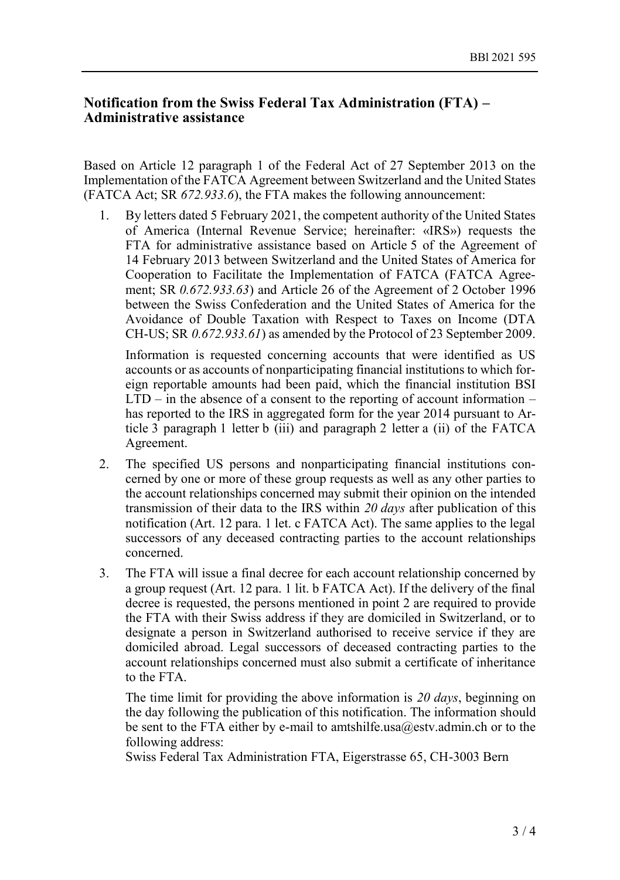## Notification from the Swiss Federal Tax Administration (FTA) – Administrative assistance

Based on Article 12 paragraph 1 of the Federal Act of 27 September 2013 on the Implementation of the FATCA Agreement between Switzerland and the United States (FATCA Act; SR *672.933.6*), the FTA makes the following announcement:

1. By letters dated 5 February 2021, the competent authority of the United States of America (Internal Revenue Service; hereinafter: «IRS») requests the FTA for administrative assistance based on Article 5 of the Agreement of 14 February 2013 between Switzerland and the United States of America for Cooperation to Facilitate the Implementation of FATCA (FATCA Agreement; SR *0.672.933.63*) and Article 26 of the Agreement of 2 October 1996 between the Swiss Confederation and the United States of America for the Avoidance of Double Taxation with Respect to Taxes on Income (DTA CH-US; SR *0.672.933.61*) as amended by the Protocol of 23 September 2009.

   Information is requested concerning accounts that were identified as US accounts or as accounts of nonparticipating financial institutions to which foreign reportable amounts had been paid, which the financial institution BSI LTD – in the absence of a consent to the reporting of account information – has reported to the IRS in aggregated form for the year 2014 pursuant to Article 3 paragraph 1 letter b (iii) and paragraph 2 letter a (ii) of the FATCA Agreement.

2. The specified US persons and nonparticipating financial institutions concerned by one or more of these group requests as well as any other parties to the account relationships concerned may submit their opinion on the intended transmission of their data to the IRS within *20 days* after publication of this notification (Art. 12 para. 1 let. c FATCA Act). The same applies to the legal successors of any deceased contracting parties to the account relationships concerned.

3. The FTA will issue a final decree for each account relationship concerned by a group request (Art. 12 para. 1 lit. b FATCA Act). If the delivery of the final decree is requested, the persons mentioned in point 2 are required to provide the FTA with their Swiss address if they are domiciled in Switzerland, or to designate a person in Switzerland authorised to receive service if they are domiciled abroad. Legal successors of deceased contracting parties to the account relationships concerned must also submit a certificate of inheritance to the FTA.

   The time limit for providing the above information is *20 days*, beginning on the day following the publication of this notification. The information should be sent to the FTA either by e-mail to amtshilfe.usa@estv.admin.ch or to the following address:
   Swiss Federal Tax Administration FTA, Eigerstrasse 65, CH-3003 Bern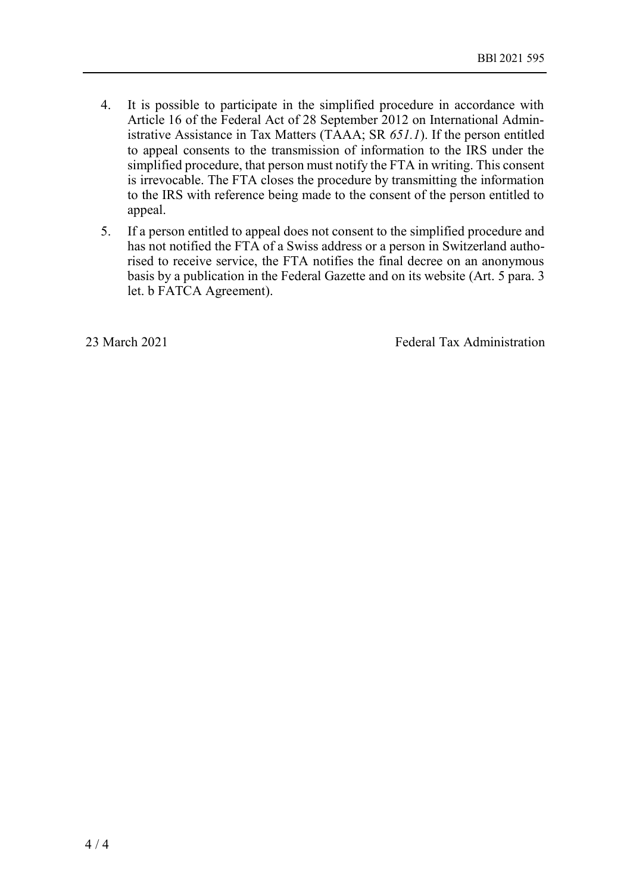4. It is possible to participate in the simplified procedure in accordance with Article 16 of the Federal Act of 28 September 2012 on International Administrative Assistance in Tax Matters (TAAA; SR *651.1*). If the person entitled to appeal consents to the transmission of information to the IRS under the simplified procedure, that person must notify the FTA in writing. This consent is irrevocable. The FTA closes the procedure by transmitting the information to the IRS with reference being made to the consent of the person entitled to appeal.
5. If a person entitled to appeal does not consent to the simplified procedure and has not notified the FTA of a Swiss address or a person in Switzerland authorised to receive service, the FTA notifies the final decree on an anonymous basis by a publication in the Federal Gazette and on its website (Art. 5 para. 3 let. b FATCA Agreement).

23 March 2021 Federal Tax Administration